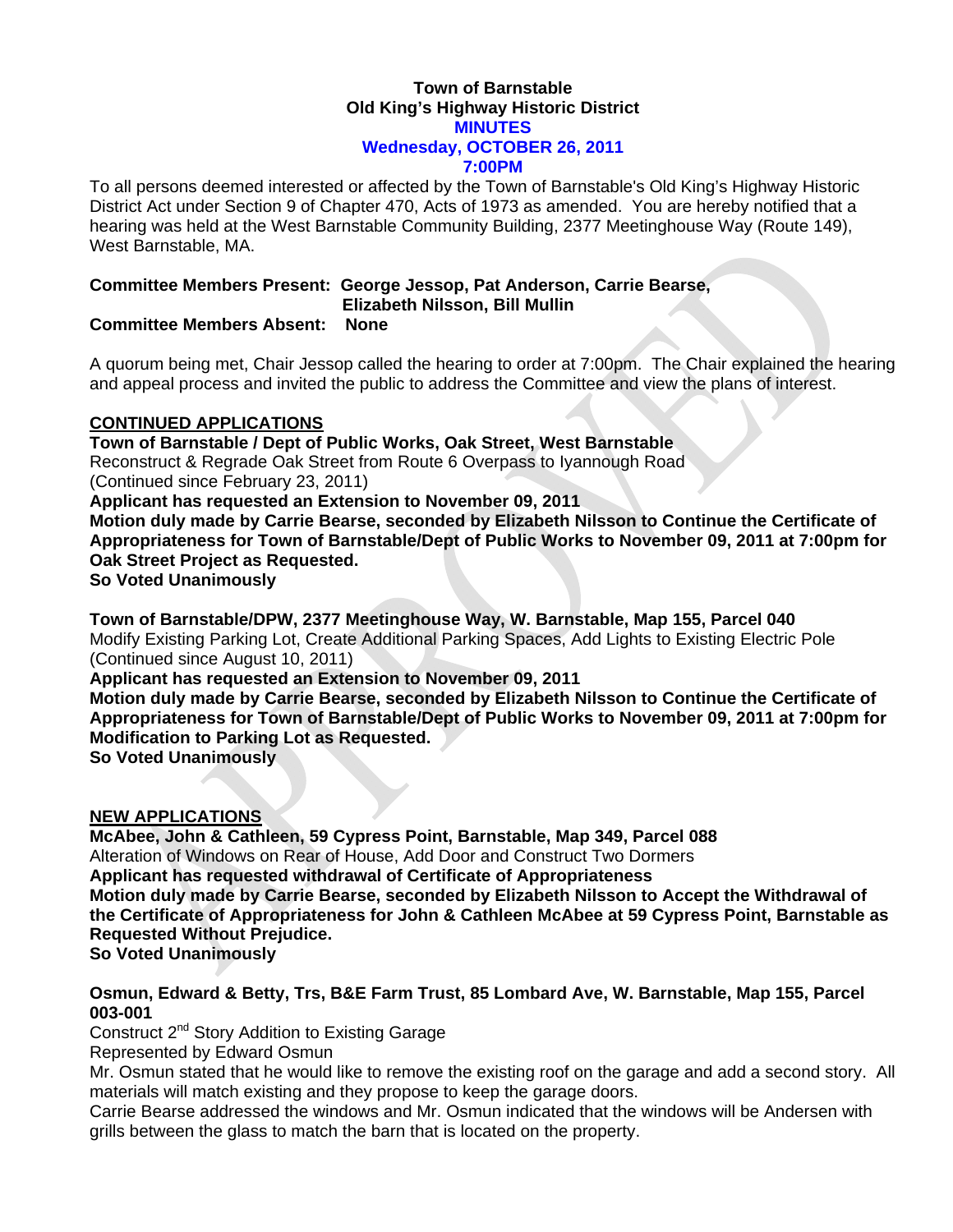**Town of Barnstable**
**Old King's Highway Historic District**
**MINUTES**
**Wednesday, OCTOBER 26, 2011**
**7:00PM**

To all persons deemed interested or affected by the Town of Barnstable's Old King's Highway Historic District Act under Section 9 of Chapter 470, Acts of 1973 as amended. You are hereby notified that a hearing was held at the West Barnstable Community Building, 2377 Meetinghouse Way (Route 149), West Barnstable, MA.

**Committee Members Present: George Jessop, Pat Anderson, Carrie Bearse, Elizabeth Nilsson, Bill Mullin**
**Committee Members Absent: None**

A quorum being met, Chair Jessop called the hearing to order at 7:00pm. The Chair explained the hearing and appeal process and invited the public to address the Committee and view the plans of interest.

**CONTINUED APPLICATIONS**

**Town of Barnstable / Dept of Public Works, Oak Street, West Barnstable**
Reconstruct & Regrade Oak Street from Route 6 Overpass to Iyannough Road
(Continued since February 23, 2011)
**Applicant has requested an Extension to November 09, 2011**
**Motion duly made by Carrie Bearse, seconded by Elizabeth Nilsson to Continue the Certificate of Appropriateness for Town of Barnstable/Dept of Public Works to November 09, 2011 at 7:00pm for Oak Street Project as Requested.**
**So Voted Unanimously**

**Town of Barnstable/DPW, 2377 Meetinghouse Way, W. Barnstable, Map 155, Parcel 040**
Modify Existing Parking Lot, Create Additional Parking Spaces, Add Lights to Existing Electric Pole
(Continued since August 10, 2011)
**Applicant has requested an Extension to November 09, 2011**
**Motion duly made by Carrie Bearse, seconded by Elizabeth Nilsson to Continue the Certificate of Appropriateness for Town of Barnstable/Dept of Public Works to November 09, 2011 at 7:00pm for Modification to Parking Lot as Requested.**
**So Voted Unanimously**

**NEW APPLICATIONS**

**McAbee, John & Cathleen, 59 Cypress Point, Barnstable, Map 349, Parcel 088**
Alteration of Windows on Rear of House, Add Door and Construct Two Dormers
**Applicant has requested withdrawal of Certificate of Appropriateness**
**Motion duly made by Carrie Bearse, seconded by Elizabeth Nilsson to Accept the Withdrawal of the Certificate of Appropriateness for John & Cathleen McAbee at 59 Cypress Point, Barnstable as Requested Without Prejudice.**
**So Voted Unanimously**

**Osmun, Edward & Betty, Trs, B&E Farm Trust, 85 Lombard Ave, W. Barnstable, Map 155, Parcel 003-001**
Construct 2nd Story Addition to Existing Garage
Represented by Edward Osmun
Mr. Osmun stated that he would like to remove the existing roof on the garage and add a second story. All materials will match existing and they propose to keep the garage doors.
Carrie Bearse addressed the windows and Mr. Osmun indicated that the windows will be Andersen with grills between the glass to match the barn that is located on the property.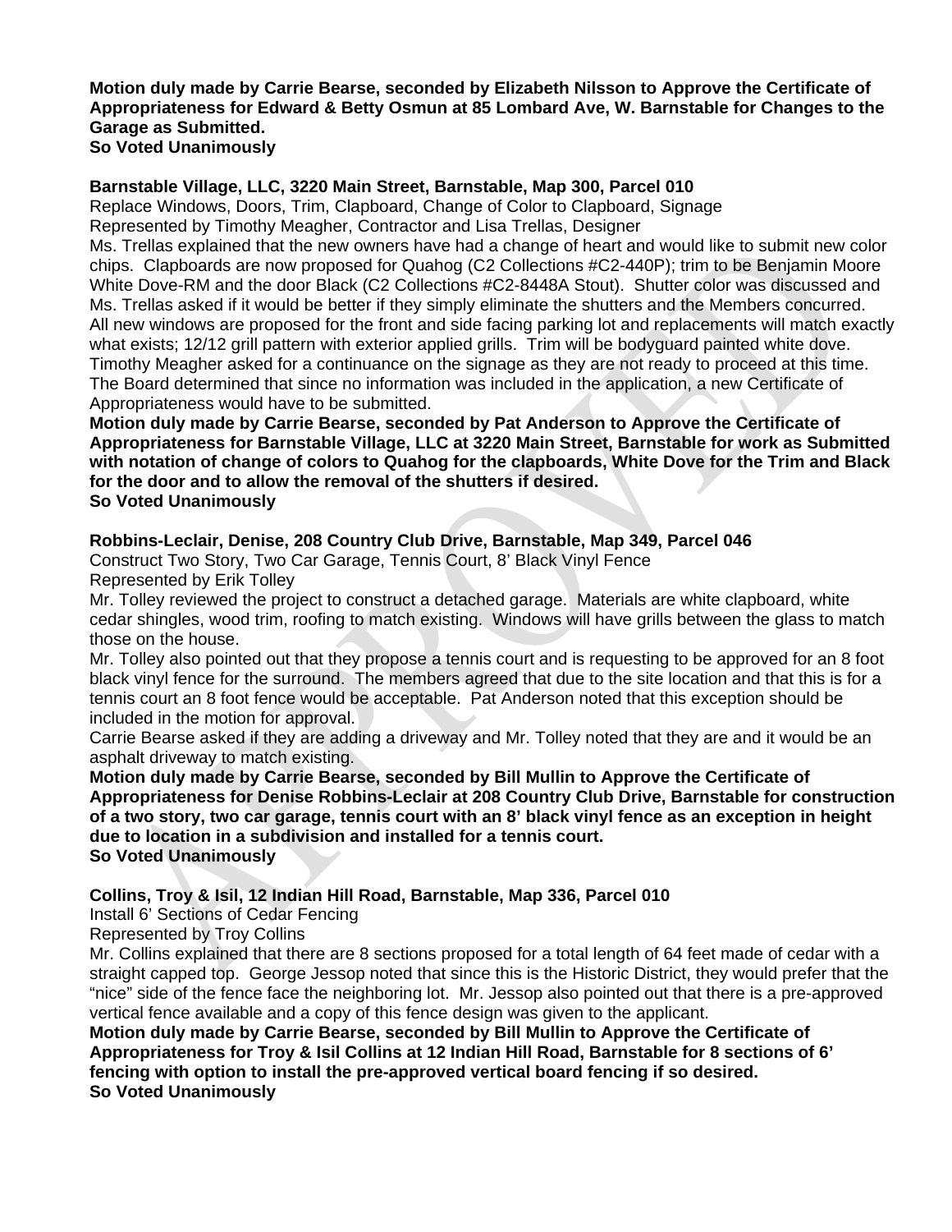**Motion duly made by Carrie Bearse, seconded by Elizabeth Nilsson to Approve the Certificate of Appropriateness for Edward & Betty Osmun at 85 Lombard Ave, W. Barnstable for Changes to the Garage as Submitted.**
**So Voted Unanimously**

**Barnstable Village, LLC, 3220 Main Street, Barnstable, Map 300, Parcel 010**
Replace Windows, Doors, Trim, Clapboard, Change of Color to Clapboard, Signage
Represented by Timothy Meagher, Contractor and Lisa Trellas, Designer
Ms. Trellas explained that the new owners have had a change of heart and would like to submit new color chips. Clapboards are now proposed for Quahog (C2 Collections #C2-440P); trim to be Benjamin Moore White Dove-RM and the door Black (C2 Collections #C2-8448A Stout). Shutter color was discussed and Ms. Trellas asked if it would be better if they simply eliminate the shutters and the Members concurred. All new windows are proposed for the front and side facing parking lot and replacements will match exactly what exists; 12/12 grill pattern with exterior applied grills. Trim will be bodyguard painted white dove. Timothy Meagher asked for a continuance on the signage as they are not ready to proceed at this time. The Board determined that since no information was included in the application, a new Certificate of Appropriateness would have to be submitted.
**Motion duly made by Carrie Bearse, seconded by Pat Anderson to Approve the Certificate of Appropriateness for Barnstable Village, LLC at 3220 Main Street, Barnstable for work as Submitted with notation of change of colors to Quahog for the clapboards, White Dove for the Trim and Black for the door and to allow the removal of the shutters if desired.**
**So Voted Unanimously**

**Robbins-Leclair, Denise, 208 Country Club Drive, Barnstable, Map 349, Parcel 046**
Construct Two Story, Two Car Garage, Tennis Court, 8' Black Vinyl Fence
Represented by Erik Tolley
Mr. Tolley reviewed the project to construct a detached garage. Materials are white clapboard, white cedar shingles, wood trim, roofing to match existing. Windows will have grills between the glass to match those on the house.
Mr. Tolley also pointed out that they propose a tennis court and is requesting to be approved for an 8 foot black vinyl fence for the surround. The members agreed that due to the site location and that this is for a tennis court an 8 foot fence would be acceptable. Pat Anderson noted that this exception should be included in the motion for approval.
Carrie Bearse asked if they are adding a driveway and Mr. Tolley noted that they are and it would be an asphalt driveway to match existing.
**Motion duly made by Carrie Bearse, seconded by Bill Mullin to Approve the Certificate of Appropriateness for Denise Robbins-Leclair at 208 Country Club Drive, Barnstable for construction of a two story, two car garage, tennis court with an 8' black vinyl fence as an exception in height due to location in a subdivision and installed for a tennis court.**
**So Voted Unanimously**

**Collins, Troy & Isil, 12 Indian Hill Road, Barnstable, Map 336, Parcel 010**
Install 6' Sections of Cedar Fencing
Represented by Troy Collins
Mr. Collins explained that there are 8 sections proposed for a total length of 64 feet made of cedar with a straight capped top. George Jessop noted that since this is the Historic District, they would prefer that the "nice" side of the fence face the neighboring lot. Mr. Jessop also pointed out that there is a pre-approved vertical fence available and a copy of this fence design was given to the applicant.
**Motion duly made by Carrie Bearse, seconded by Bill Mullin to Approve the Certificate of Appropriateness for Troy & Isil Collins at 12 Indian Hill Road, Barnstable for 8 sections of 6' fencing with option to install the pre-approved vertical board fencing if so desired.**
**So Voted Unanimously**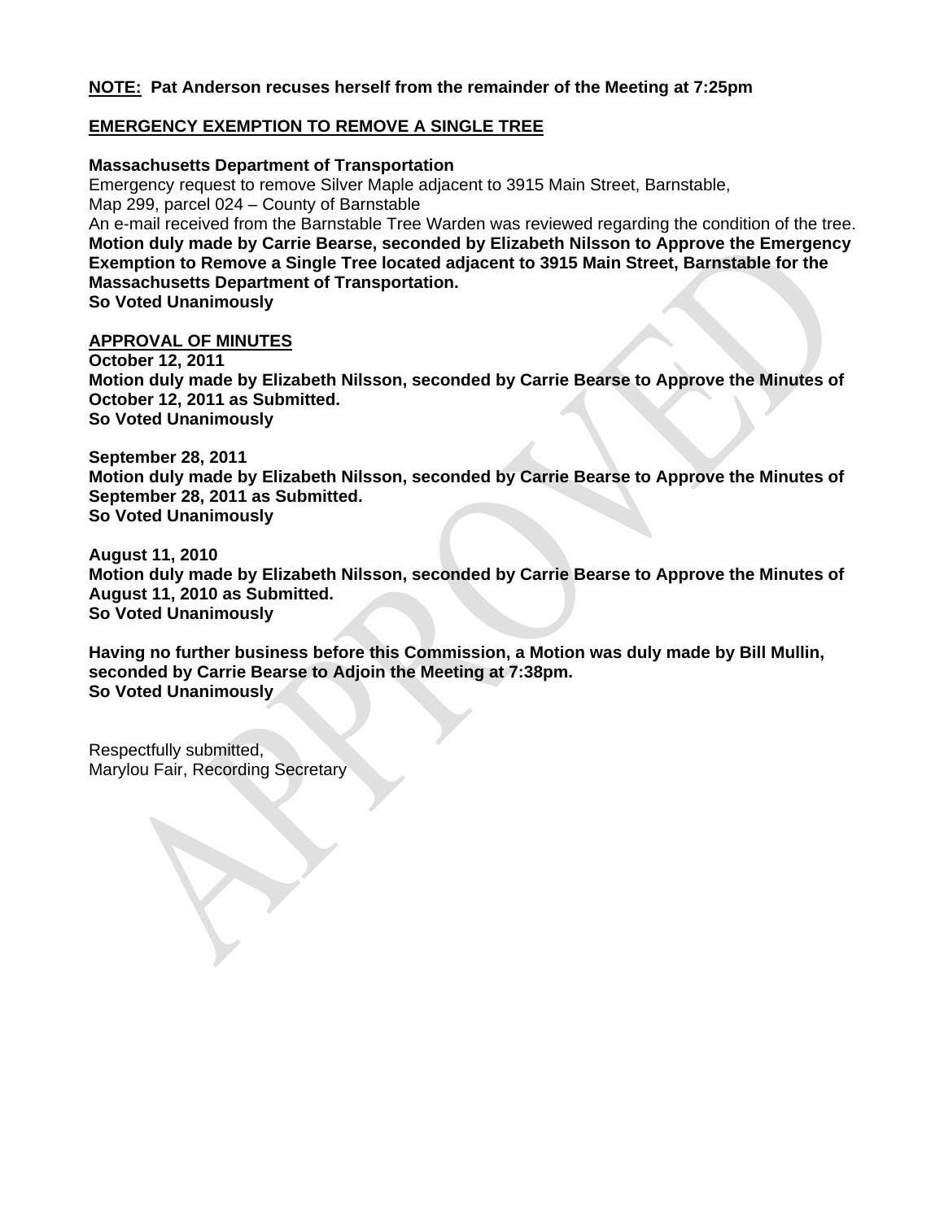**<u>NOTE:</u> Pat Anderson recuses herself from the remainder of the Meeting at 7:25pm**

## <u>EMERGENCY EXEMPTION TO REMOVE A SINGLE TREE</u>

**Massachusetts Department of Transportation**

Emergency request to remove Silver Maple adjacent to 3915 Main Street, Barnstable,
Map 299, parcel 024 – County of Barnstable

An e-mail received from the Barnstable Tree Warden was reviewed regarding the condition of the tree.

**Motion duly made by Carrie Bearse, seconded by Elizabeth Nilsson to Approve the Emergency Exemption to Remove a Single Tree located adjacent to 3915 Main Street, Barnstable for the Massachusetts Department of Transportation.**
**So Voted Unanimously**

## <u>APPROVAL OF MINUTES</u>

**October 12, 2011**
**Motion duly made by Elizabeth Nilsson, seconded by Carrie Bearse to Approve the Minutes of October 12, 2011 as Submitted.**
**So Voted Unanimously**

**September 28, 2011**
**Motion duly made by Elizabeth Nilsson, seconded by Carrie Bearse to Approve the Minutes of September 28, 2011 as Submitted.**
**So Voted Unanimously**

**August 11, 2010**
**Motion duly made by Elizabeth Nilsson, seconded by Carrie Bearse to Approve the Minutes of August 11, 2010 as Submitted.**
**So Voted Unanimously**

**Having no further business before this Commission, a Motion was duly made by Bill Mullin, seconded by Carrie Bearse to Adjoin the Meeting at 7:38pm.**
**So Voted Unanimously**

Respectfully submitted,
Marylou Fair, Recording Secretary